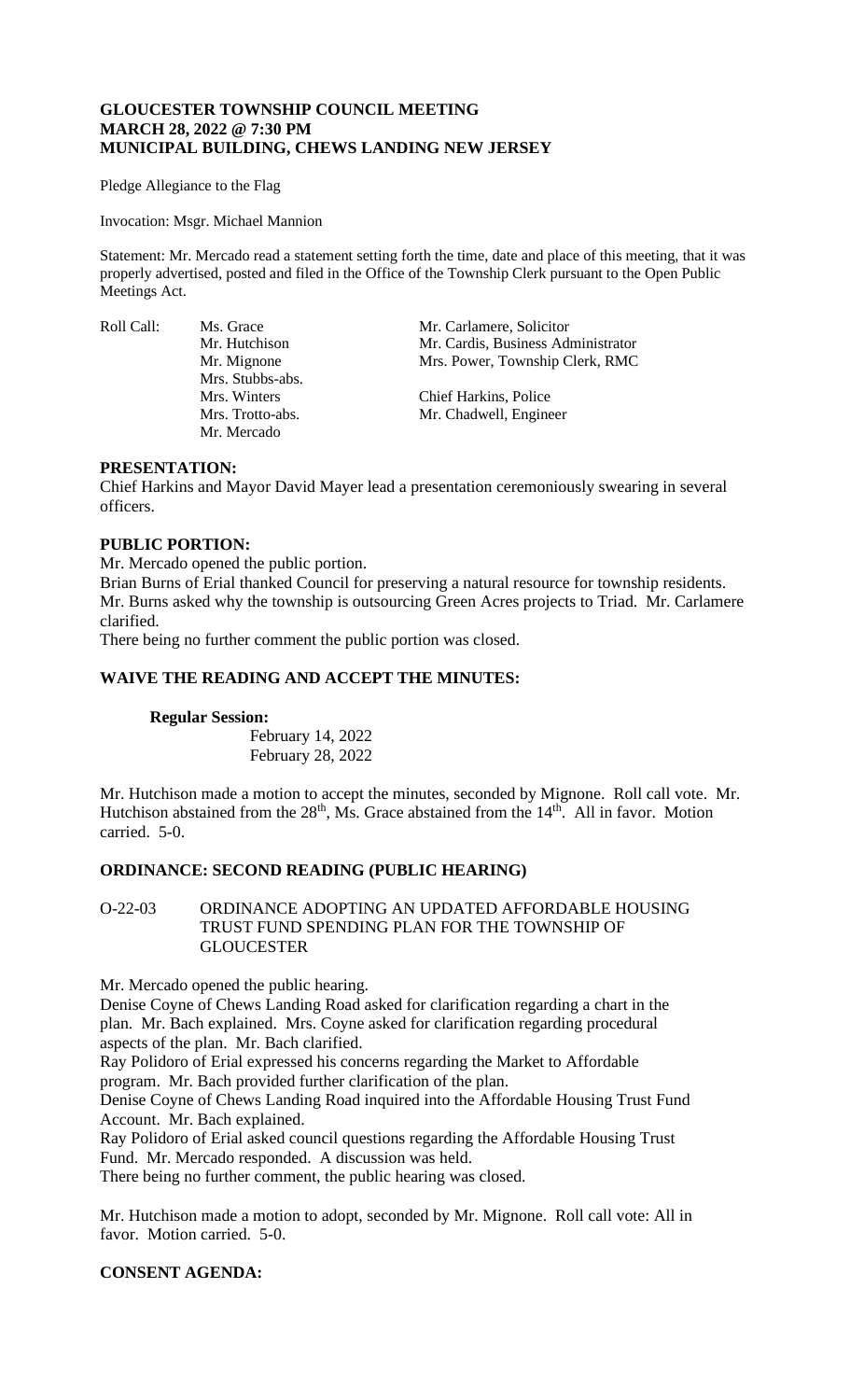**GLOUCESTER TOWNSHIP COUNCIL MEETING**
**MARCH 28, 2022 @ 7:30 PM**
**MUNICIPAL BUILDING, CHEWS LANDING NEW JERSEY**

Pledge Allegiance to the Flag

Invocation: Msgr. Michael Mannion

Statement: Mr. Mercado read a statement setting forth the time, date and place of this meeting, that it was properly advertised, posted and filed in the Office of the Township Clerk pursuant to the Open Public Meetings Act.

| Roll Call: | | |
|---|---|---|
| | Ms. Grace | Mr. Carlamere, Solicitor |
| | Mr. Hutchison | Mr. Cardis, Business Administrator |
| | Mr. Mignone | Mrs. Power, Township Clerk, RMC |
| | Mrs. Stubbs-abs. | |
| | Mrs. Winters | Chief Harkins, Police |
| | Mrs. Trotto-abs. | Mr. Chadwell, Engineer |
| | Mr. Mercado | |

**PRESENTATION:**

Chief Harkins and Mayor David Mayer lead a presentation ceremoniously swearing in several officers.

**PUBLIC PORTION:**

Mr. Mercado opened the public portion.

Brian Burns of Erial thanked Council for preserving a natural resource for township residents. Mr. Burns asked why the township is outsourcing Green Acres projects to Triad. Mr. Carlamere clarified.

There being no further comment the public portion was closed.

**WAIVE THE READING AND ACCEPT THE MINUTES:**

**Regular Session:**

February 14, 2022
February 28, 2022

Mr. Hutchison made a motion to accept the minutes, seconded by Mignone. Roll call vote. Mr. Hutchison abstained from the 28th, Ms. Grace abstained from the 14th. All in favor. Motion carried. 5-0.

**ORDINANCE: SECOND READING (PUBLIC HEARING)**

O-22-03 ORDINANCE ADOPTING AN UPDATED AFFORDABLE HOUSING TRUST FUND SPENDING PLAN FOR THE TOWNSHIP OF GLOUCESTER

Mr. Mercado opened the public hearing.

Denise Coyne of Chews Landing Road asked for clarification regarding a chart in the plan. Mr. Bach explained. Mrs. Coyne asked for clarification regarding procedural aspects of the plan. Mr. Bach clarified.

Ray Polidoro of Erial expressed his concerns regarding the Market to Affordable program. Mr. Bach provided further clarification of the plan.

Denise Coyne of Chews Landing Road inquired into the Affordable Housing Trust Fund Account. Mr. Bach explained.

Ray Polidoro of Erial asked council questions regarding the Affordable Housing Trust Fund. Mr. Mercado responded. A discussion was held.

There being no further comment, the public hearing was closed.

Mr. Hutchison made a motion to adopt, seconded by Mr. Mignone. Roll call vote: All in favor. Motion carried. 5-0.

**CONSENT AGENDA:**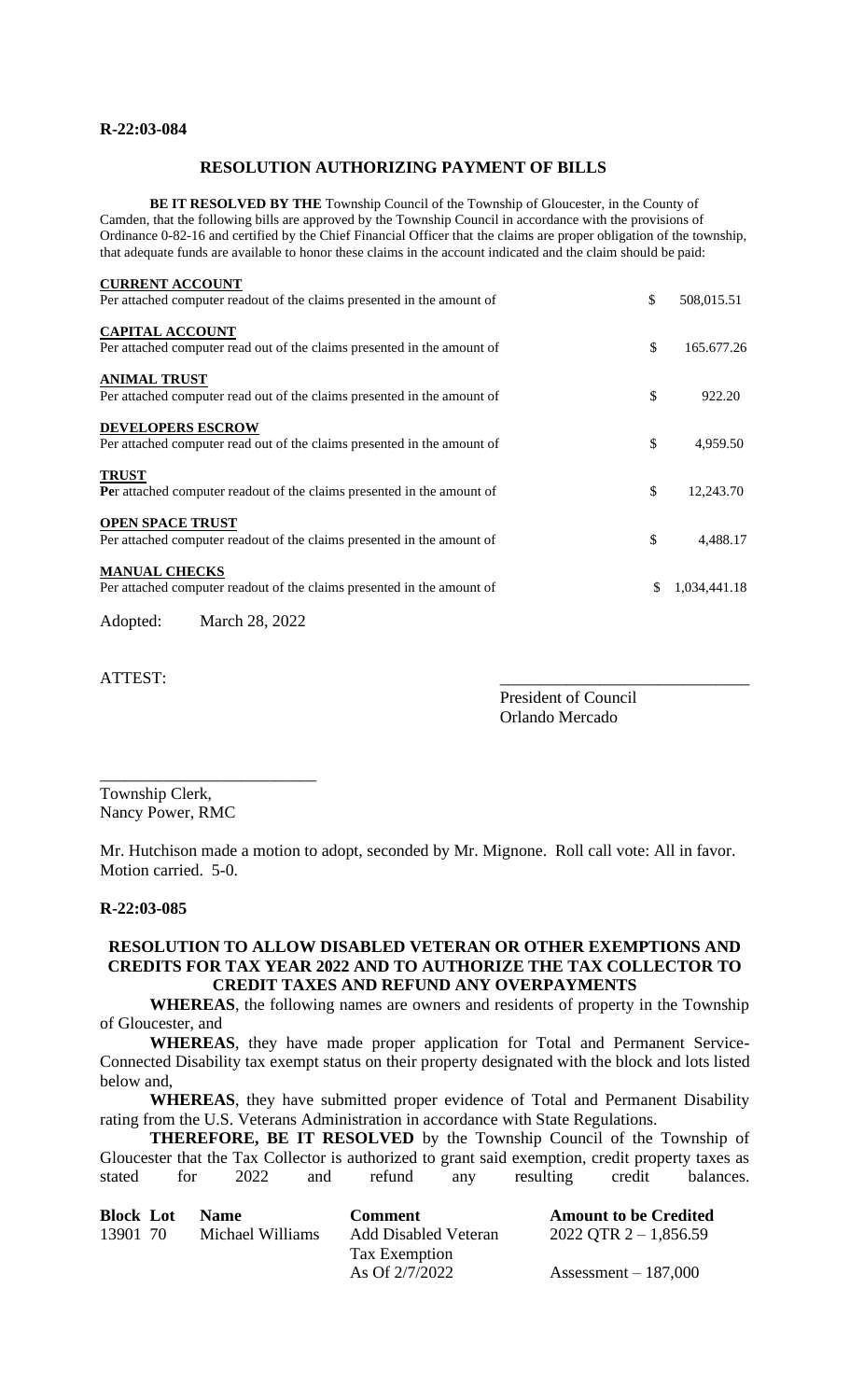**R-22:03-084**

## RESOLUTION AUTHORIZING PAYMENT OF BILLS

**BE IT RESOLVED BY THE** Township Council of the Township of Gloucester, in the County of Camden, that the following bills are approved by the Township Council in accordance with the provisions of Ordinance 0-82-16 and certified by the Chief Financial Officer that the claims are proper obligation of the township, that adequate funds are available to honor these claims in the account indicated and the claim should be paid:

| | | |
|---|---|---|
| **CURRENT ACCOUNT**<br>Per attached computer readout of the claims presented in the amount of | $ | 508,015.51 |
| **CAPITAL ACCOUNT**<br>Per attached computer read out of the claims presented in the amount of | $ | 165.677.26 |
| **ANIMAL TRUST**<br>Per attached computer read out of the claims presented in the amount of | $ | 922.20 |
| **DEVELOPERS ESCROW**<br>Per attached computer read out of the claims presented in the amount of | $ | 4,959.50 |
| **TRUST**<br>**Pe**r attached computer readout of the claims presented in the amount of | $ | 12,243.70 |
| **OPEN SPACE TRUST**<br>Per attached computer readout of the claims presented in the amount of | $ | 4,488.17 |
| **MANUAL CHECKS**<br>Per attached computer readout of the claims presented in the amount of | $ | 1,034,441.18 |

Adopted: March 28, 2022

ATTEST:

______________________________
President of Council
Orlando Mercado

__________________________
Township Clerk,
Nancy Power, RMC

Mr. Hutchison made a motion to adopt, seconded by Mr. Mignone. Roll call vote: All in favor. Motion carried. 5-0.

**R-22:03-085**

## RESOLUTION TO ALLOW DISABLED VETERAN OR OTHER EXEMPTIONS AND CREDITS FOR TAX YEAR 2022 AND TO AUTHORIZE THE TAX COLLECTOR TO CREDIT TAXES AND REFUND ANY OVERPAYMENTS

**WHEREAS**, the following names are owners and residents of property in the Township of Gloucester, and

**WHEREAS**, they have made proper application for Total and Permanent Service-Connected Disability tax exempt status on their property designated with the block and lots listed below and,

**WHEREAS**, they have submitted proper evidence of Total and Permanent Disability rating from the U.S. Veterans Administration in accordance with State Regulations.

**THEREFORE, BE IT RESOLVED** by the Township Council of the Township of Gloucester that the Tax Collector is authorized to grant said exemption, credit property taxes as stated for 2022 and refund any resulting credit balances.

| Block | Lot | Name | Comment | Amount to be Credited |
|---|---|---|---|---|
| 13901 | 70 | Michael Williams | Add Disabled Veteran Tax Exemption As Of 2/7/2022 | 2022 QTR 2 – 1,856.59<br>Assessment – 187,000 |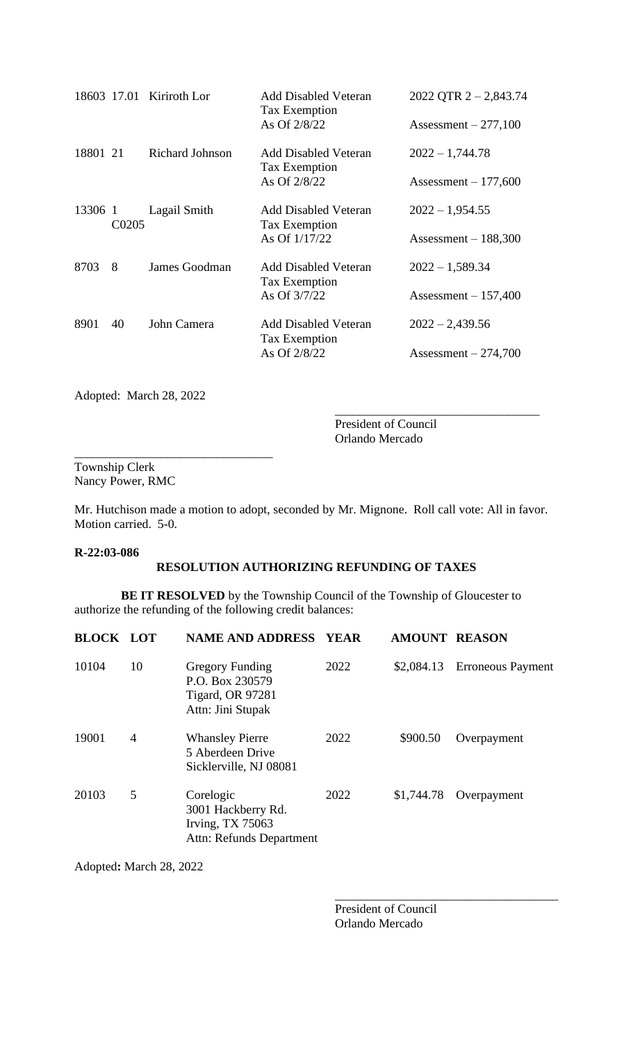| | | | | |
|---|---|---|---|---|
| 18603 | 17.01 | Kiriroth Lor | Add Disabled Veteran Tax Exemption As Of 2/8/22 | 2022 QTR 2 – 2,843.74 Assessment – 277,100 |
| 18801 | 21 | Richard Johnson | Add Disabled Veteran Tax Exemption As Of 2/8/22 | 2022 – 1,744.78 Assessment – 177,600 |
| 13306 | 1 C0205 | Lagail Smith | Add Disabled Veteran Tax Exemption As Of 1/17/22 | 2022 – 1,954.55 Assessment – 188,300 |
| 8703 | 8 | James Goodman | Add Disabled Veteran Tax Exemption As Of 3/7/22 | 2022 – 1,589.34 Assessment – 157,400 |
| 8901 | 40 | John Camera | Add Disabled Veteran Tax Exemption As Of 2/8/22 | 2022 – 2,439.56 Assessment – 274,700 |

Adopted: March 28, 2022

_________________________________
President of Council
Orlando Mercado

_________________________________
Township Clerk
Nancy Power, RMC

Mr. Hutchison made a motion to adopt, seconded by Mr. Mignone. Roll call vote: All in favor. Motion carried. 5-0.

**R-22:03-086**

**RESOLUTION AUTHORIZING REFUNDING OF TAXES**

**BE IT RESOLVED** by the Township Council of the Township of Gloucester to authorize the refunding of the following credit balances:

| BLOCK | LOT | NAME AND ADDRESS | YEAR | AMOUNT | REASON |
|---|---|---|---|---|---|
| 10104 | 10 | Gregory Funding P.O. Box 230579 Tigard, OR 97281 Attn: Jini Stupak | 2022 | \$2,084.13 | Erroneous Payment |
| 19001 | 4 | Whansley Pierre 5 Aberdeen Drive Sicklerville, NJ 08081 | 2022 | \$900.50 | Overpayment |
| 20103 | 5 | Corelogic 3001 Hackberry Rd. Irving, TX 75063 Attn: Refunds Department | 2022 | \$1,744.78 | Overpayment |

Adopted**:** March 28, 2022

_________________________________
President of Council
Orlando Mercado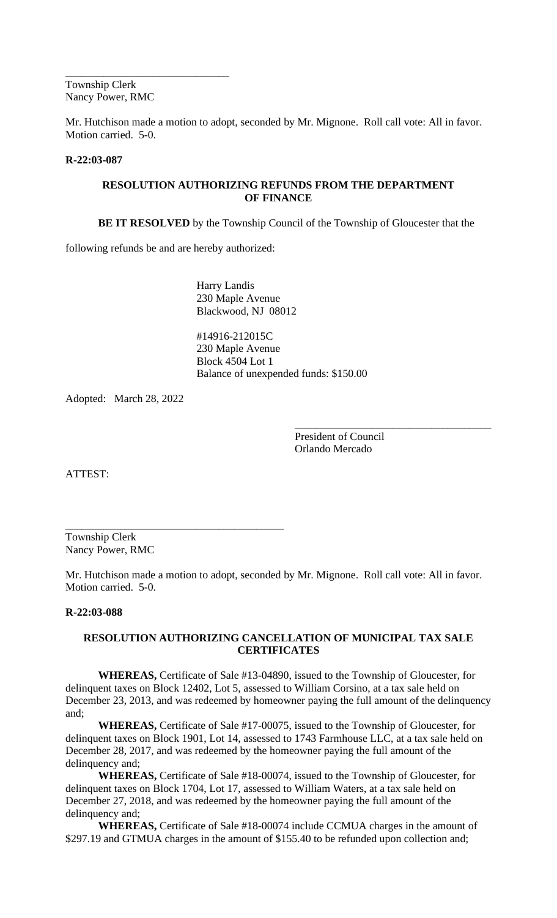\_\_\_\_\_\_\_\_\_\_\_\_\_\_\_\_\_\_\_\_\_\_\_\_\_\_\_\_\_\_

Township Clerk
Nancy Power, RMC

Mr. Hutchison made a motion to adopt, seconded by Mr. Mignone. Roll call vote: All in favor. Motion carried. 5-0.

**R-22:03-087**

**RESOLUTION AUTHORIZING REFUNDS FROM THE DEPARTMENT OF FINANCE**

**BE IT RESOLVED** by the Township Council of the Township of Gloucester that the following refunds be and are hereby authorized:

Harry Landis
230 Maple Avenue
Blackwood, NJ 08012

#14916-212015C
230 Maple Avenue
Block 4504 Lot 1
Balance of unexpended funds: $150.00

Adopted: March 28, 2022

\_\_\_\_\_\_\_\_\_\_\_\_\_\_\_\_\_\_\_\_\_\_\_\_\_\_\_\_\_\_\_\_\_\_\_\_

President of Council
Orlando Mercado

ATTEST:

\_\_\_\_\_\_\_\_\_\_\_\_\_\_\_\_\_\_\_\_\_\_\_\_\_\_\_\_\_\_\_\_\_\_\_\_\_\_\_\_

Township Clerk
Nancy Power, RMC

Mr. Hutchison made a motion to adopt, seconded by Mr. Mignone. Roll call vote: All in favor. Motion carried. 5-0.

**R-22:03-088**

**RESOLUTION AUTHORIZING CANCELLATION OF MUNICIPAL TAX SALE CERTIFICATES**

**WHEREAS,** Certificate of Sale #13-04890, issued to the Township of Gloucester, for delinquent taxes on Block 12402, Lot 5, assessed to William Corsino, at a tax sale held on December 23, 2013, and was redeemed by homeowner paying the full amount of the delinquency and;

**WHEREAS,** Certificate of Sale #17-00075, issued to the Township of Gloucester, for delinquent taxes on Block 1901, Lot 14, assessed to 1743 Farmhouse LLC, at a tax sale held on December 28, 2017, and was redeemed by the homeowner paying the full amount of the delinquency and;

**WHEREAS,** Certificate of Sale #18-00074, issued to the Township of Gloucester, for delinquent taxes on Block 1704, Lot 17, assessed to William Waters, at a tax sale held on December 27, 2018, and was redeemed by the homeowner paying the full amount of the delinquency and;

**WHEREAS,** Certificate of Sale #18-00074 include CCMUA charges in the amount of $297.19 and GTMUA charges in the amount of $155.40 to be refunded upon collection and;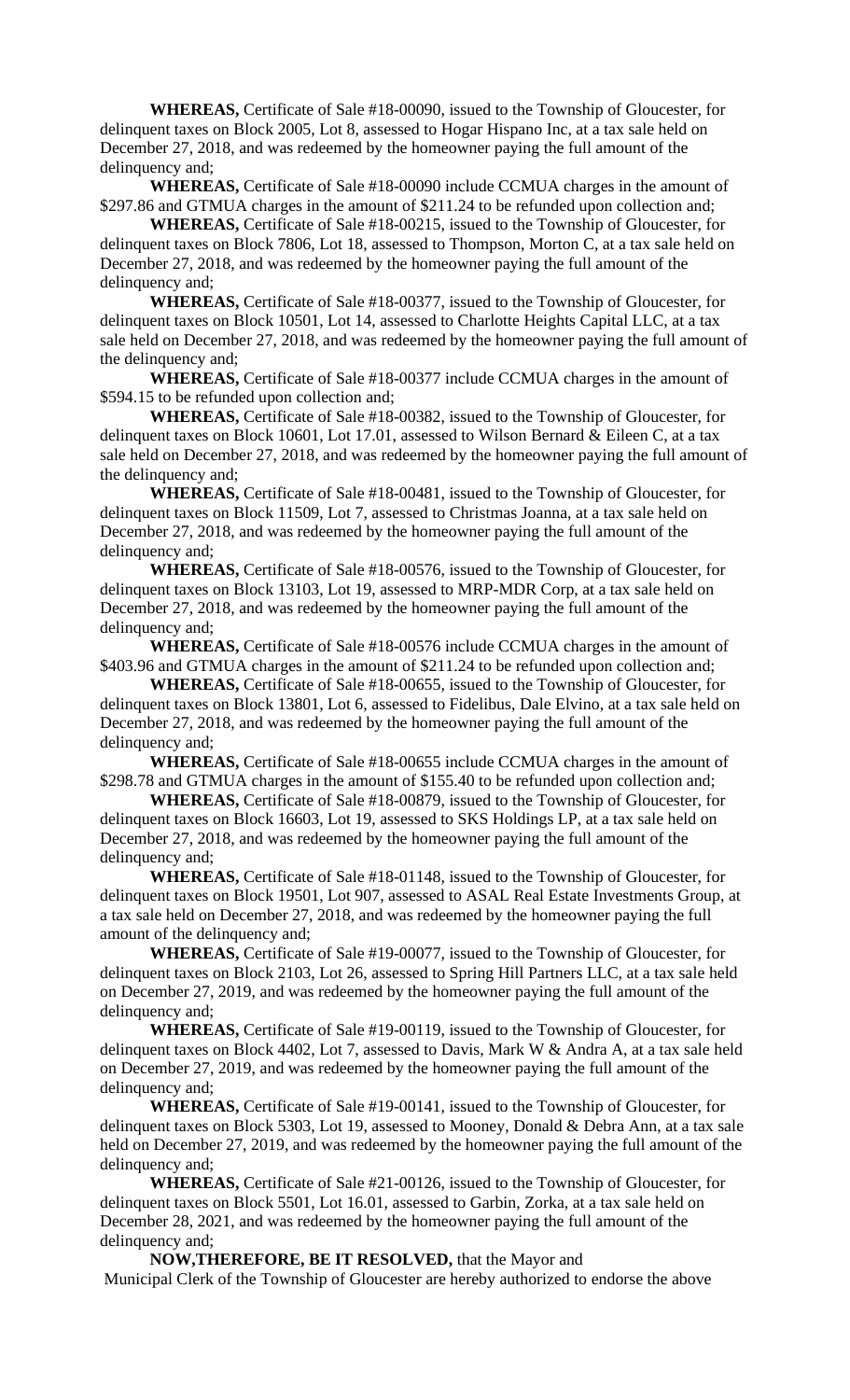**WHEREAS,** Certificate of Sale #18-00090, issued to the Township of Gloucester, for delinquent taxes on Block 2005, Lot 8, assessed to Hogar Hispano Inc, at a tax sale held on December 27, 2018, and was redeemed by the homeowner paying the full amount of the delinquency and;

**WHEREAS,** Certificate of Sale #18-00090 include CCMUA charges in the amount of $297.86 and GTMUA charges in the amount of $211.24 to be refunded upon collection and;

**WHEREAS,** Certificate of Sale #18-00215, issued to the Township of Gloucester, for delinquent taxes on Block 7806, Lot 18, assessed to Thompson, Morton C, at a tax sale held on December 27, 2018, and was redeemed by the homeowner paying the full amount of the delinquency and;

**WHEREAS,** Certificate of Sale #18-00377, issued to the Township of Gloucester, for delinquent taxes on Block 10501, Lot 14, assessed to Charlotte Heights Capital LLC, at a tax sale held on December 27, 2018, and was redeemed by the homeowner paying the full amount of the delinquency and;

**WHEREAS,** Certificate of Sale #18-00377 include CCMUA charges in the amount of $594.15 to be refunded upon collection and;

**WHEREAS,** Certificate of Sale #18-00382, issued to the Township of Gloucester, for delinquent taxes on Block 10601, Lot 17.01, assessed to Wilson Bernard & Eileen C, at a tax sale held on December 27, 2018, and was redeemed by the homeowner paying the full amount of the delinquency and;

**WHEREAS,** Certificate of Sale #18-00481, issued to the Township of Gloucester, for delinquent taxes on Block 11509, Lot 7, assessed to Christmas Joanna, at a tax sale held on December 27, 2018, and was redeemed by the homeowner paying the full amount of the delinquency and;

**WHEREAS,** Certificate of Sale #18-00576, issued to the Township of Gloucester, for delinquent taxes on Block 13103, Lot 19, assessed to MRP-MDR Corp, at a tax sale held on December 27, 2018, and was redeemed by the homeowner paying the full amount of the delinquency and;

**WHEREAS,** Certificate of Sale #18-00576 include CCMUA charges in the amount of $403.96 and GTMUA charges in the amount of $211.24 to be refunded upon collection and;

**WHEREAS,** Certificate of Sale #18-00655, issued to the Township of Gloucester, for delinquent taxes on Block 13801, Lot 6, assessed to Fidelibus, Dale Elvino, at a tax sale held on December 27, 2018, and was redeemed by the homeowner paying the full amount of the delinquency and;

**WHEREAS,** Certificate of Sale #18-00655 include CCMUA charges in the amount of $298.78 and GTMUA charges in the amount of $155.40 to be refunded upon collection and;

**WHEREAS,** Certificate of Sale #18-00879, issued to the Township of Gloucester, for delinquent taxes on Block 16603, Lot 19, assessed to SKS Holdings LP, at a tax sale held on December 27, 2018, and was redeemed by the homeowner paying the full amount of the delinquency and;

**WHEREAS,** Certificate of Sale #18-01148, issued to the Township of Gloucester, for delinquent taxes on Block 19501, Lot 907, assessed to ASAL Real Estate Investments Group, at a tax sale held on December 27, 2018, and was redeemed by the homeowner paying the full amount of the delinquency and;

**WHEREAS,** Certificate of Sale #19-00077, issued to the Township of Gloucester, for delinquent taxes on Block 2103, Lot 26, assessed to Spring Hill Partners LLC, at a tax sale held on December 27, 2019, and was redeemed by the homeowner paying the full amount of the delinquency and;

**WHEREAS,** Certificate of Sale #19-00119, issued to the Township of Gloucester, for delinquent taxes on Block 4402, Lot 7, assessed to Davis, Mark W & Andra A, at a tax sale held on December 27, 2019, and was redeemed by the homeowner paying the full amount of the delinquency and;

**WHEREAS,** Certificate of Sale #19-00141, issued to the Township of Gloucester, for delinquent taxes on Block 5303, Lot 19, assessed to Mooney, Donald & Debra Ann, at a tax sale held on December 27, 2019, and was redeemed by the homeowner paying the full amount of the delinquency and;

**WHEREAS,** Certificate of Sale #21-00126, issued to the Township of Gloucester, for delinquent taxes on Block 5501, Lot 16.01, assessed to Garbin, Zorka, at a tax sale held on December 28, 2021, and was redeemed by the homeowner paying the full amount of the delinquency and;

**NOW,THEREFORE, BE IT RESOLVED,** that the Mayor and Municipal Clerk of the Township of Gloucester are hereby authorized to endorse the above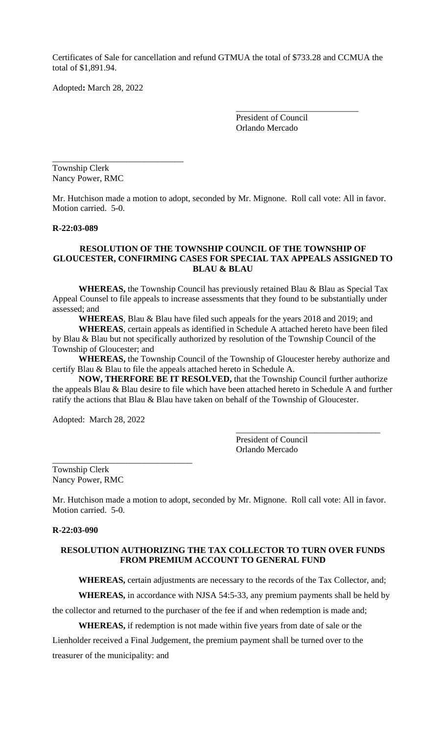Certificates of Sale for cancellation and refund GTMUA the total of $733.28 and CCMUA the total of $1,891.94.

Adopted**:** March 28, 2022

\_\_\_\_\_\_\_\_\_\_\_\_\_\_\_\_\_\_\_\_\_\_\_\_\_\_\_\_
President of Council
Orlando Mercado

\_\_\_\_\_\_\_\_\_\_\_\_\_\_\_\_\_\_\_\_\_\_\_\_\_\_\_\_\_\_
Township Clerk
Nancy Power, RMC

Mr. Hutchison made a motion to adopt, seconded by Mr. Mignone. Roll call vote: All in favor. Motion carried. 5-0.

**R-22:03-089**

**RESOLUTION OF THE TOWNSHIP COUNCIL OF THE TOWNSHIP OF GLOUCESTER, CONFIRMING CASES FOR SPECIAL TAX APPEALS ASSIGNED TO BLAU & BLAU**

**WHEREAS,** the Township Council has previously retained Blau & Blau as Special Tax Appeal Counsel to file appeals to increase assessments that they found to be substantially under assessed; and

**WHEREAS**, Blau & Blau have filed such appeals for the years 2018 and 2019; and

**WHEREAS**, certain appeals as identified in Schedule A attached hereto have been filed by Blau & Blau but not specifically authorized by resolution of the Township Council of the Township of Gloucester; and

**WHEREAS,** the Township Council of the Township of Gloucester hereby authorize and certify Blau & Blau to file the appeals attached hereto in Schedule A.

**NOW, THERFORE BE IT RESOLVED,** that the Township Council further authorize the appeals Blau & Blau desire to file which have been attached hereto in Schedule A and further ratify the actions that Blau & Blau have taken on behalf of the Township of Gloucester.

Adopted: March 28, 2022

\_\_\_\_\_\_\_\_\_\_\_\_\_\_\_\_\_\_\_\_\_\_\_\_\_\_\_\_\_\_\_\_
President of Council
Orlando Mercado

\_\_\_\_\_\_\_\_\_\_\_\_\_\_\_\_\_\_\_\_\_\_\_\_\_\_\_\_\_\_\_\_
Township Clerk
Nancy Power, RMC

Mr. Hutchison made a motion to adopt, seconded by Mr. Mignone. Roll call vote: All in favor. Motion carried. 5-0.

**R-22:03-090**

**RESOLUTION AUTHORIZING THE TAX COLLECTOR TO TURN OVER FUNDS FROM PREMIUM ACCOUNT TO GENERAL FUND**

**WHEREAS,** certain adjustments are necessary to the records of the Tax Collector, and;

**WHEREAS,** in accordance with NJSA 54:5-33, any premium payments shall be held by the collector and returned to the purchaser of the fee if and when redemption is made and;

**WHEREAS,** if redemption is not made within five years from date of sale or the Lienholder received a Final Judgement, the premium payment shall be turned over to the treasurer of the municipality: and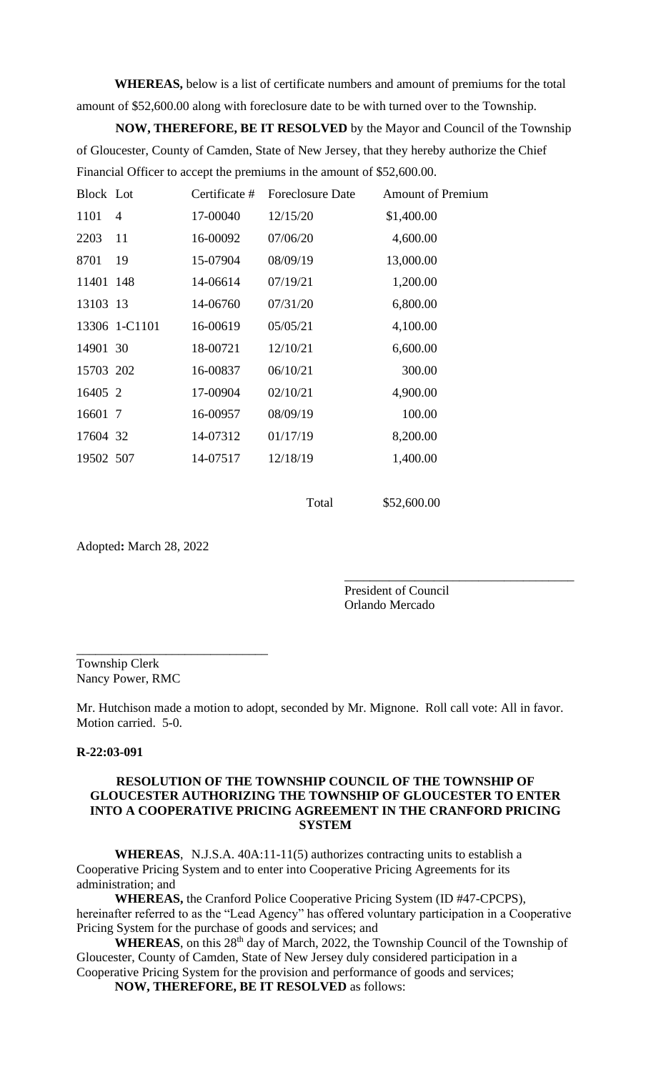**WHEREAS,** below is a list of certificate numbers and amount of premiums for the total amount of $52,600.00 along with foreclosure date to be with turned over to the Township.

**NOW, THEREFORE, BE IT RESOLVED** by the Mayor and Council of the Township of Gloucester, County of Camden, State of New Jersey, that they hereby authorize the Chief Financial Officer to accept the premiums in the amount of $52,600.00.

| Block | Lot | Certificate # | Foreclosure Date | Amount of Premium |
|---|---|---|---|---|
| 1101 | 4 | 17-00040 | 12/15/20 | $1,400.00 |
| 2203 | 11 | 16-00092 | 07/06/20 | 4,600.00 |
| 8701 | 19 | 15-07904 | 08/09/19 | 13,000.00 |
| 11401 | 148 | 14-06614 | 07/19/21 | 1,200.00 |
| 13103 | 13 | 14-06760 | 07/31/20 | 6,800.00 |
| 13306 | 1-C1101 | 16-00619 | 05/05/21 | 4,100.00 |
| 14901 | 30 | 18-00721 | 12/10/21 | 6,600.00 |
| 15703 | 202 | 16-00837 | 06/10/21 | 300.00 |
| 16405 | 2 | 17-00904 | 02/10/21 | 4,900.00 |
| 16601 | 7 | 16-00957 | 08/09/19 | 100.00 |
| 17604 | 32 | 14-07312 | 01/17/19 | 8,200.00 |
| 19502 | 507 | 14-07517 | 12/18/19 | 1,400.00 |
| | | | Total | $52,600.00 |

Adopted**:** March 28, 2022

\_\_\_\_\_\_\_\_\_\_\_\_\_\_\_\_\_\_\_\_\_\_\_\_\_\_\_\_\_\_\_\_\_\_\_
President of Council
Orlando Mercado

\_\_\_\_\_\_\_\_\_\_\_\_\_\_\_\_\_\_\_\_\_\_\_\_\_\_\_\_\_\_
Township Clerk
Nancy Power, RMC

Mr. Hutchison made a motion to adopt, seconded by Mr. Mignone. Roll call vote: All in favor. Motion carried. 5-0.

**R-22:03-091**

**RESOLUTION OF THE TOWNSHIP COUNCIL OF THE TOWNSHIP OF GLOUCESTER AUTHORIZING THE TOWNSHIP OF GLOUCESTER TO ENTER INTO A COOPERATIVE PRICING AGREEMENT IN THE CRANFORD PRICING SYSTEM**

**WHEREAS**, N.J.S.A. 40A:11-11(5) authorizes contracting units to establish a Cooperative Pricing System and to enter into Cooperative Pricing Agreements for its administration; and

**WHEREAS,** the Cranford Police Cooperative Pricing System (ID #47-CPCPS), hereinafter referred to as the "Lead Agency" has offered voluntary participation in a Cooperative Pricing System for the purchase of goods and services; and

**WHEREAS**, on this 28th day of March, 2022, the Township Council of the Township of Gloucester, County of Camden, State of New Jersey duly considered participation in a Cooperative Pricing System for the provision and performance of goods and services;

**NOW, THEREFORE, BE IT RESOLVED** as follows: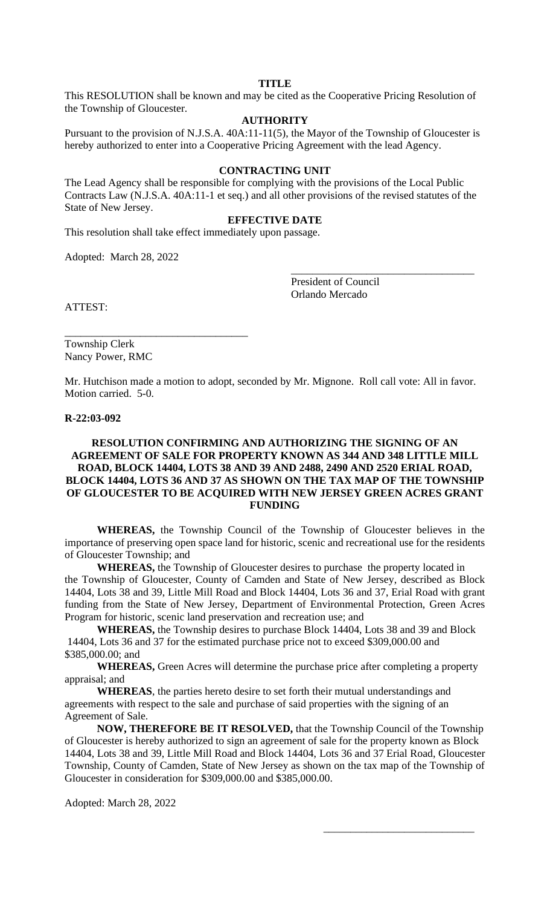**TITLE**

This RESOLUTION shall be known and may be cited as the Cooperative Pricing Resolution of the Township of Gloucester.

**AUTHORITY**

Pursuant to the provision of N.J.S.A. 40A:11-11(5), the Mayor of the Township of Gloucester is hereby authorized to enter into a Cooperative Pricing Agreement with the lead Agency.

**CONTRACTING UNIT**

The Lead Agency shall be responsible for complying with the provisions of the Local Public Contracts Law (N.J.S.A. 40A:11-1 et seq.) and all other provisions of the revised statutes of the State of New Jersey.

**EFFECTIVE DATE**

This resolution shall take effect immediately upon passage.

Adopted: March 28, 2022

\_\_\_\_\_\_\_\_\_\_\_\_\_\_\_\_\_\_\_\_\_\_\_\_\_\_\_\_\_\_\_\_\_\_
President of Council
Orlando Mercado

ATTEST:

\_\_\_\_\_\_\_\_\_\_\_\_\_\_\_\_\_\_\_\_\_\_\_\_\_\_\_\_\_\_\_\_\_\_
Township Clerk
Nancy Power, RMC

Mr. Hutchison made a motion to adopt, seconded by Mr. Mignone. Roll call vote: All in favor. Motion carried. 5-0.

**R-22:03-092**

**RESOLUTION CONFIRMING AND AUTHORIZING THE SIGNING OF AN AGREEMENT OF SALE FOR PROPERTY KNOWN AS 344 AND 348 LITTLE MILL ROAD, BLOCK 14404, LOTS 38 AND 39 AND 2488, 2490 AND 2520 ERIAL ROAD, BLOCK 14404, LOTS 36 AND 37 AS SHOWN ON THE TAX MAP OF THE TOWNSHIP OF GLOUCESTER TO BE ACQUIRED WITH NEW JERSEY GREEN ACRES GRANT FUNDING**

**WHEREAS,** the Township Council of the Township of Gloucester believes in the importance of preserving open space land for historic, scenic and recreational use for the residents of Gloucester Township; and

**WHEREAS,** the Township of Gloucester desires to purchase the property located in the Township of Gloucester, County of Camden and State of New Jersey, described as Block 14404, Lots 38 and 39, Little Mill Road and Block 14404, Lots 36 and 37, Erial Road with grant funding from the State of New Jersey, Department of Environmental Protection, Green Acres Program for historic, scenic land preservation and recreation use; and

**WHEREAS,** the Township desires to purchase Block 14404, Lots 38 and 39 and Block 14404, Lots 36 and 37 for the estimated purchase price not to exceed \$309,000.00 and \$385,000.00; and

**WHEREAS,** Green Acres will determine the purchase price after completing a property appraisal; and

**WHEREAS**, the parties hereto desire to set forth their mutual understandings and agreements with respect to the sale and purchase of said properties with the signing of an Agreement of Sale.

**NOW, THEREFORE BE IT RESOLVED,** that the Township Council of the Township of Gloucester is hereby authorized to sign an agreement of sale for the property known as Block 14404, Lots 38 and 39, Little Mill Road and Block 14404, Lots 36 and 37 Erial Road, Gloucester Township, County of Camden, State of New Jersey as shown on the tax map of the Township of Gloucester in consideration for \$309,000.00 and \$385,000.00.

Adopted: March 28, 2022

\_\_\_\_\_\_\_\_\_\_\_\_\_\_\_\_\_\_\_\_\_\_\_\_\_\_\_\_\_\_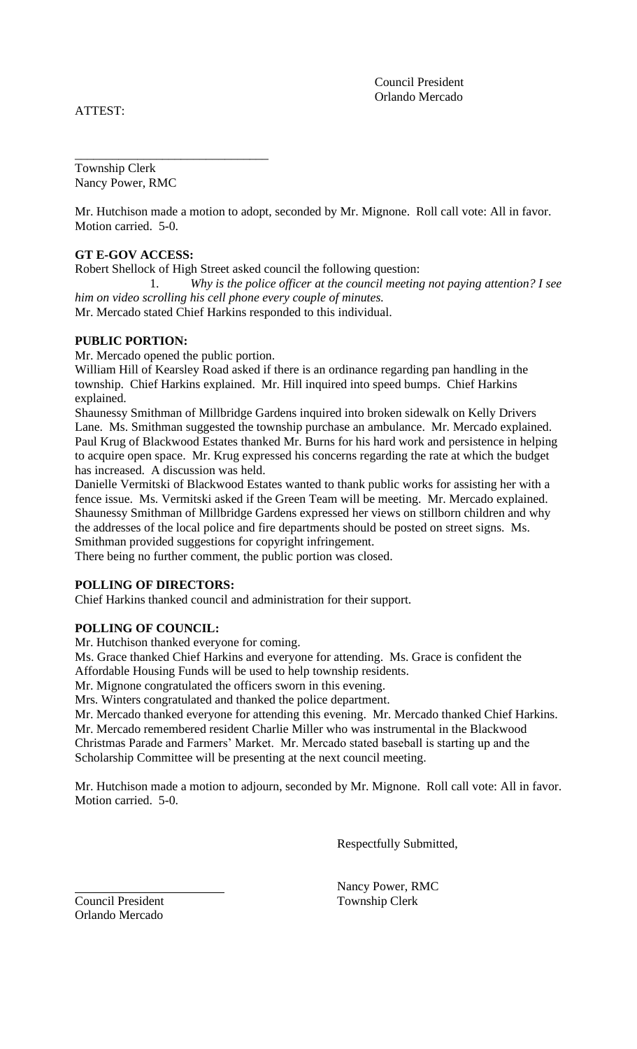Council President
Orlando Mercado

ATTEST:

\_\_\_\_\_\_\_\_\_\_\_\_\_\_\_\_\_\_\_\_\_\_\_\_\_\_\_\_\_\_\_
Township Clerk
Nancy Power, RMC

Mr. Hutchison made a motion to adopt, seconded by Mr. Mignone. Roll call vote: All in favor. Motion carried. 5-0.

**GT E-GOV ACCESS:**

Robert Shellock of High Street asked council the following question:

1. *Why is the police officer at the council meeting not paying attention? I see him on video scrolling his cell phone every couple of minutes.*

Mr. Mercado stated Chief Harkins responded to this individual.

**PUBLIC PORTION:**

Mr. Mercado opened the public portion.

William Hill of Kearsley Road asked if there is an ordinance regarding pan handling in the township. Chief Harkins explained. Mr. Hill inquired into speed bumps. Chief Harkins explained.

Shaunessy Smithman of Millbridge Gardens inquired into broken sidewalk on Kelly Drivers Lane. Ms. Smithman suggested the township purchase an ambulance. Mr. Mercado explained.

Paul Krug of Blackwood Estates thanked Mr. Burns for his hard work and persistence in helping to acquire open space. Mr. Krug expressed his concerns regarding the rate at which the budget has increased. A discussion was held.

Danielle Vermitski of Blackwood Estates wanted to thank public works for assisting her with a fence issue. Ms. Vermitski asked if the Green Team will be meeting. Mr. Mercado explained.

Shaunessy Smithman of Millbridge Gardens expressed her views on stillborn children and why the addresses of the local police and fire departments should be posted on street signs. Ms. Smithman provided suggestions for copyright infringement.

There being no further comment, the public portion was closed.

**POLLING OF DIRECTORS:**

Chief Harkins thanked council and administration for their support.

**POLLING OF COUNCIL:**

Mr. Hutchison thanked everyone for coming.

Ms. Grace thanked Chief Harkins and everyone for attending. Ms. Grace is confident the Affordable Housing Funds will be used to help township residents.

Mr. Mignone congratulated the officers sworn in this evening.

Mrs. Winters congratulated and thanked the police department.

Mr. Mercado thanked everyone for attending this evening. Mr. Mercado thanked Chief Harkins. Mr. Mercado remembered resident Charlie Miller who was instrumental in the Blackwood Christmas Parade and Farmers' Market. Mr. Mercado stated baseball is starting up and the Scholarship Committee will be presenting at the next council meeting.

Mr. Hutchison made a motion to adjourn, seconded by Mr. Mignone. Roll call vote: All in favor. Motion carried. 5-0.

Respectfully Submitted,

\_\_\_\_\_\_\_\_\_\_\_\_\_\_\_\_\_\_\_\_\_\_\_\_\_
Council President
Orlando Mercado

Nancy Power, RMC
Township Clerk